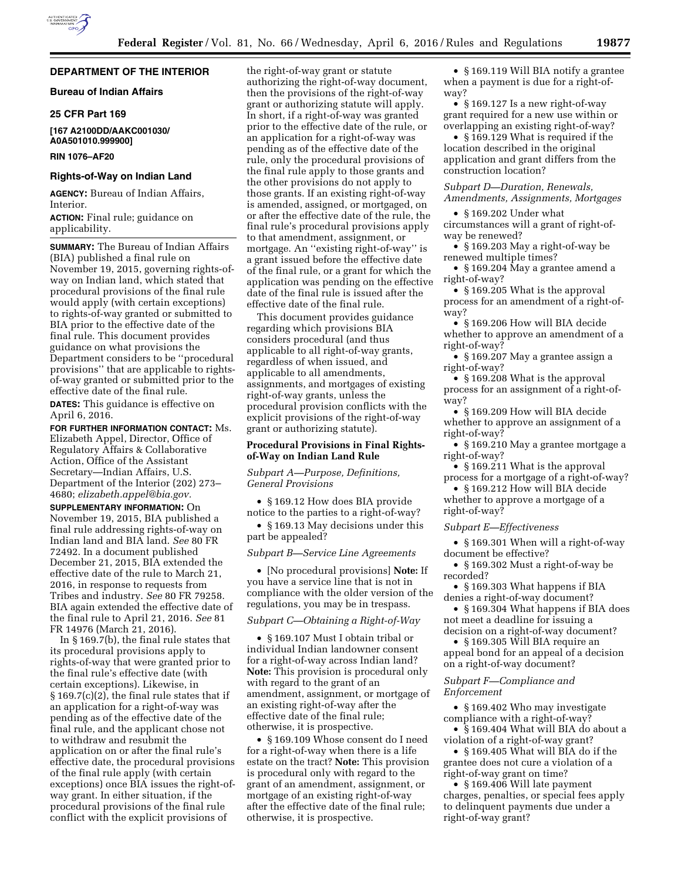## DEPARTMENT OF THE INTERIOR

### Bureau of Indian Affairs

### 25 CFR Part 169

**[167 A2100DD/AAKC001030/ A0A501010.999900]**

**RIN 1076–AF20**

### Rights-of-Way on Indian Land

**AGENCY:** Bureau of Indian Affairs, Interior.

**ACTION:** Final rule; guidance on applicability.

**SUMMARY:** The Bureau of Indian Affairs (BIA) published a final rule on November 19, 2015, governing rights-of-way on Indian land, which stated that procedural provisions of the final rule would apply (with certain exceptions) to rights-of-way granted or submitted to BIA prior to the effective date of the final rule. This document provides guidance on what provisions the Department considers to be ''procedural provisions'' that are applicable to rights-of-way granted or submitted prior to the effective date of the final rule.

**DATES:** This guidance is effective on April 6, 2016.

**FOR FURTHER INFORMATION CONTACT:** Ms. Elizabeth Appel, Director, Office of Regulatory Affairs & Collaborative Action, Office of the Assistant Secretary—Indian Affairs, U.S. Department of the Interior (202) 273–4680; *elizabeth.appel@bia.gov.*

**SUPPLEMENTARY INFORMATION:** On November 19, 2015, BIA published a final rule addressing rights-of-way on Indian land and BIA land. *See* 80 FR 72492. In a document published December 21, 2015, BIA extended the effective date of the rule to March 21, 2016, in response to requests from Tribes and industry. *See* 80 FR 79258. BIA again extended the effective date of the final rule to April 21, 2016. *See* 81 FR 14976 (March 21, 2016).

In § 169.7(b), the final rule states that its procedural provisions apply to rights-of-way that were granted prior to the final rule's effective date (with certain exceptions). Likewise, in § 169.7(c)(2), the final rule states that if an application for a right-of-way was pending as of the effective date of the final rule, and the applicant chose not to withdraw and resubmit the application on or after the final rule's effective date, the procedural provisions of the final rule apply (with certain exceptions) once BIA issues the right-of-way grant. In either situation, if the procedural provisions of the final rule conflict with the explicit provisions of the right-of-way grant or statute authorizing the right-of-way document, then the provisions of the right-of-way grant or authorizing statute will apply. In short, if a right-of-way was granted prior to the effective date of the rule, or an application for a right-of-way was pending as of the effective date of the rule, only the procedural provisions of the final rule apply to those grants and the other provisions do not apply to those grants. If an existing right-of-way is amended, assigned, or mortgaged, on or after the effective date of the rule, the final rule's procedural provisions apply to that amendment, assignment, or mortgage. An ''existing right-of-way'' is a grant issued before the effective date of the final rule, or a grant for which the application was pending on the effective date of the final rule is issued after the effective date of the final rule.

This document provides guidance regarding which provisions BIA considers procedural (and thus applicable to all right-of-way grants, regardless of when issued, and applicable to all amendments, assignments, and mortgages of existing right-of-way grants, unless the procedural provision conflicts with the explicit provisions of the right-of-way grant or authorizing statute).

#### Procedural Provisions in Final Rights-of-Way on Indian Land Rule

*Subpart A—Purpose, Definitions, General Provisions*

- § 169.12 How does BIA provide notice to the parties to a right-of-way?
- § 169.13 May decisions under this part be appealed?

*Subpart B—Service Line Agreements*

- [No procedural provisions] **Note:** If you have a service line that is not in compliance with the older version of the regulations, you may be in trespass.

*Subpart C—Obtaining a Right-of-Way*

- § 169.107 Must I obtain tribal or individual Indian landowner consent for a right-of-way across Indian land? **Note:** This provision is procedural only with regard to the grant of an amendment, assignment, or mortgage of an existing right-of-way after the effective date of the final rule; otherwise, it is prospective.
- § 169.109 Whose consent do I need for a right-of-way when there is a life estate on the tract? **Note:** This provision is procedural only with regard to the grant of an amendment, assignment, or mortgage of an existing right-of-way after the effective date of the final rule; otherwise, it is prospective.
- § 169.119 Will BIA notify a grantee when a payment is due for a right-of-way?
- § 169.127 Is a new right-of-way grant required for a new use within or overlapping an existing right-of-way?
- § 169.129 What is required if the location described in the original application and grant differs from the construction location?

*Subpart D—Duration, Renewals, Amendments, Assignments, Mortgages*

- § 169.202 Under what circumstances will a grant of right-of-way be renewed?
- § 169.203 May a right-of-way be renewed multiple times?
- § 169.204 May a grantee amend a right-of-way?
- § 169.205 What is the approval process for an amendment of a right-of-way?
- § 169.206 How will BIA decide whether to approve an amendment of a right-of-way?
- § 169.207 May a grantee assign a right-of-way?
- § 169.208 What is the approval process for an assignment of a right-of-way?
- § 169.209 How will BIA decide whether to approve an assignment of a right-of-way?
- § 169.210 May a grantee mortgage a right-of-way?
- § 169.211 What is the approval process for a mortgage of a right-of-way?
- § 169.212 How will BIA decide whether to approve a mortgage of a right-of-way?

*Subpart E—Effectiveness*

- § 169.301 When will a right-of-way document be effective?
- § 169.302 Must a right-of-way be recorded?
- § 169.303 What happens if BIA denies a right-of-way document?
- § 169.304 What happens if BIA does not meet a deadline for issuing a decision on a right-of-way document?
- § 169.305 Will BIA require an appeal bond for an appeal of a decision on a right-of-way document?

*Subpart F—Compliance and Enforcement*

- § 169.402 Who may investigate compliance with a right-of-way?
- § 169.404 What will BIA do about a violation of a right-of-way grant?
- § 169.405 What will BIA do if the grantee does not cure a violation of a right-of-way grant on time?
- § 169.406 Will late payment charges, penalties, or special fees apply to delinquent payments due under a right-of-way grant?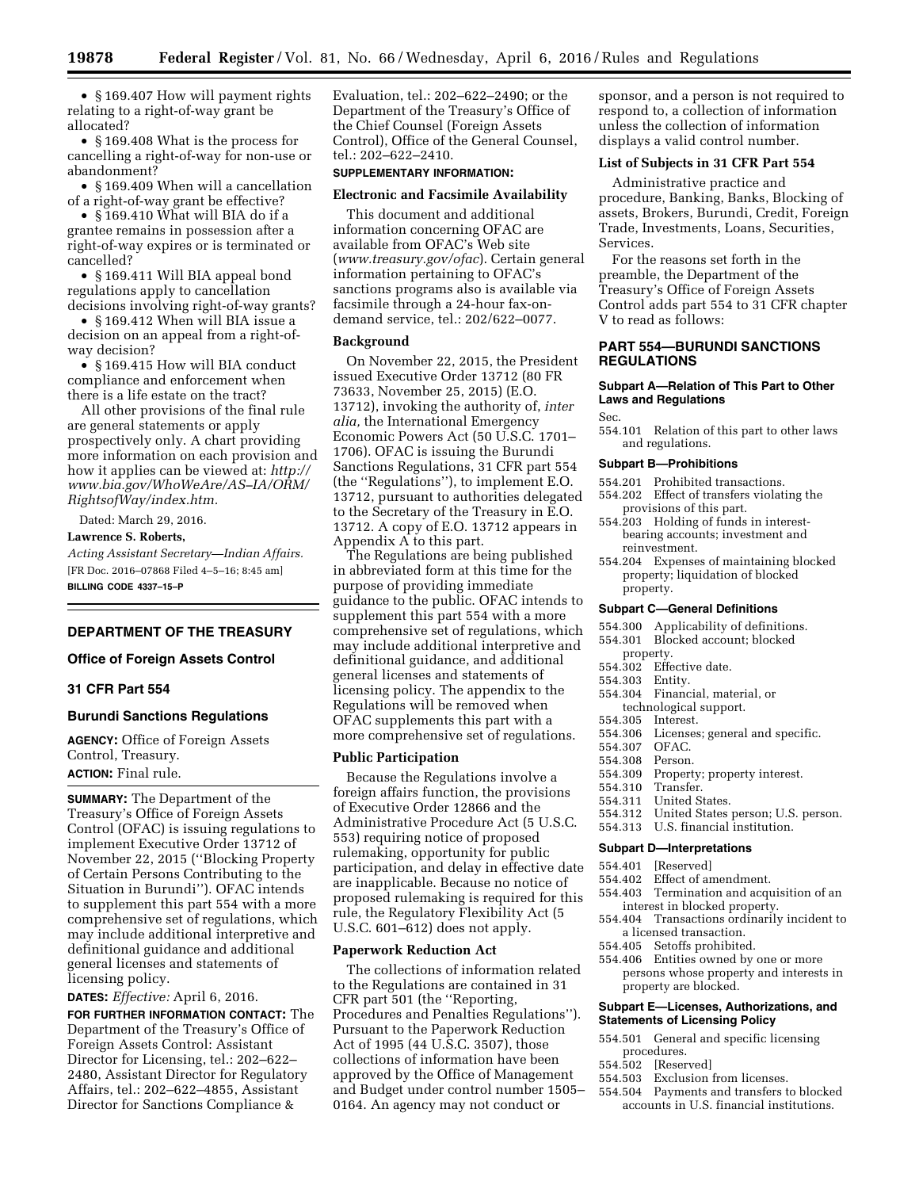- § 169.407 How will payment rights relating to a right-of-way grant be allocated?
- § 169.408 What is the process for cancelling a right-of-way for non-use or abandonment?
- § 169.409 When will a cancellation of a right-of-way grant be effective?
- § 169.410 What will BIA do if a grantee remains in possession after a right-of-way expires or is terminated or cancelled?
- § 169.411 Will BIA appeal bond regulations apply to cancellation decisions involving right-of-way grants?
- § 169.412 When will BIA issue a decision on an appeal from a right-of-way decision?
- § 169.415 How will BIA conduct compliance and enforcement when there is a life estate on the tract?

All other provisions of the final rule are general statements or apply prospectively only. A chart providing more information on each provision and how it applies can be viewed at: *http://www.bia.gov/WhoWeAre/AS–IA/ORM/RightsofWay/index.htm.*

Dated: March 29, 2016.

**Lawrence S. Roberts,**

*Acting Assistant Secretary—Indian Affairs.*

[FR Doc. 2016–07868 Filed 4–5–16; 8:45 am]

**BILLING CODE 4337–15–P**

---

## DEPARTMENT OF THE TREASURY

### Office of Foreign Assets Control

### 31 CFR Part 554

### Burundi Sanctions Regulations

**AGENCY:** Office of Foreign Assets Control, Treasury.

**ACTION:** Final rule.

**SUMMARY:** The Department of the Treasury's Office of Foreign Assets Control (OFAC) is issuing regulations to implement Executive Order 13712 of November 22, 2015 (''Blocking Property of Certain Persons Contributing to the Situation in Burundi''). OFAC intends to supplement this part 554 with a more comprehensive set of regulations, which may include additional interpretive and definitional guidance and additional general licenses and statements of licensing policy.

**DATES:** *Effective:* April 6, 2016.

**FOR FURTHER INFORMATION CONTACT:** The Department of the Treasury's Office of Foreign Assets Control: Assistant Director for Licensing, tel.: 202–622–2480, Assistant Director for Regulatory Affairs, tel.: 202–622–4855, Assistant Director for Sanctions Compliance & Evaluation, tel.: 202–622–2490; or the Department of the Treasury's Office of the Chief Counsel (Foreign Assets Control), Office of the General Counsel, tel.: 202–622–2410.

**SUPPLEMENTARY INFORMATION:**

#### Electronic and Facsimile Availability

This document and additional information concerning OFAC are available from OFAC's Web site (*www.treasury.gov/ofac*). Certain general information pertaining to OFAC's sanctions programs also is available via facsimile through a 24-hour fax-on-demand service, tel.: 202/622–0077.

#### Background

On November 22, 2015, the President issued Executive Order 13712 (80 FR 73633, November 25, 2015) (E.O. 13712), invoking the authority of, *inter alia,* the International Emergency Economic Powers Act (50 U.S.C. 1701–1706). OFAC is issuing the Burundi Sanctions Regulations, 31 CFR part 554 (the ''Regulations''), to implement E.O. 13712, pursuant to authorities delegated to the Secretary of the Treasury in E.O. 13712. A copy of E.O. 13712 appears in Appendix A to this part.

The Regulations are being published in abbreviated form at this time for the purpose of providing immediate guidance to the public. OFAC intends to supplement this part 554 with a more comprehensive set of regulations, which may include additional interpretive and definitional guidance, and additional general licenses and statements of licensing policy. The appendix to the Regulations will be removed when OFAC supplements this part with a more comprehensive set of regulations.

#### Public Participation

Because the Regulations involve a foreign affairs function, the provisions of Executive Order 12866 and the Administrative Procedure Act (5 U.S.C. 553) requiring notice of proposed rulemaking, opportunity for public participation, and delay in effective date are inapplicable. Because no notice of proposed rulemaking is required for this rule, the Regulatory Flexibility Act (5 U.S.C. 601–612) does not apply.

#### Paperwork Reduction Act

The collections of information related to the Regulations are contained in 31 CFR part 501 (the ''Reporting, Procedures and Penalties Regulations''). Pursuant to the Paperwork Reduction Act of 1995 (44 U.S.C. 3507), those collections of information have been approved by the Office of Management and Budget under control number 1505–0164. An agency may not conduct or sponsor, and a person is not required to respond to, a collection of information unless the collection of information displays a valid control number.

#### List of Subjects in 31 CFR Part 554

Administrative practice and procedure, Banking, Banks, Blocking of assets, Brokers, Burundi, Credit, Foreign Trade, Investments, Loans, Securities, Services.

For the reasons set forth in the preamble, the Department of the Treasury's Office of Foreign Assets Control adds part 554 to 31 CFR chapter V to read as follows:

## PART 554—BURUNDI SANCTIONS REGULATIONS

#### Subpart A—Relation of This Part to Other Laws and Regulations

Sec.

554.101 Relation of this part to other laws and regulations.

#### Subpart B—Prohibitions

554.201 Prohibited transactions.
554.202 Effect of transfers violating the provisions of this part.
554.203 Holding of funds in interest-bearing accounts; investment and reinvestment.
554.204 Expenses of maintaining blocked property; liquidation of blocked property.

#### Subpart C—General Definitions

554.300 Applicability of definitions.
554.301 Blocked account; blocked property.
554.302 Effective date.
554.303 Entity.
554.304 Financial, material, or technological support.
554.305 Interest.
554.306 Licenses; general and specific.
554.307 OFAC.
554.308 Person.
554.309 Property; property interest.
554.310 Transfer.
554.311 United States.
554.312 United States person; U.S. person.
554.313 U.S. financial institution.

#### Subpart D—Interpretations

554.401 [Reserved]
554.402 Effect of amendment.
554.403 Termination and acquisition of an interest in blocked property.
554.404 Transactions ordinarily incident to a licensed transaction.
554.405 Setoffs prohibited.
554.406 Entities owned by one or more persons whose property and interests in property are blocked.

#### Subpart E—Licenses, Authorizations, and Statements of Licensing Policy

554.501 General and specific licensing procedures.
554.502 [Reserved]
554.503 Exclusion from licenses.
554.504 Payments and transfers to blocked accounts in U.S. financial institutions.